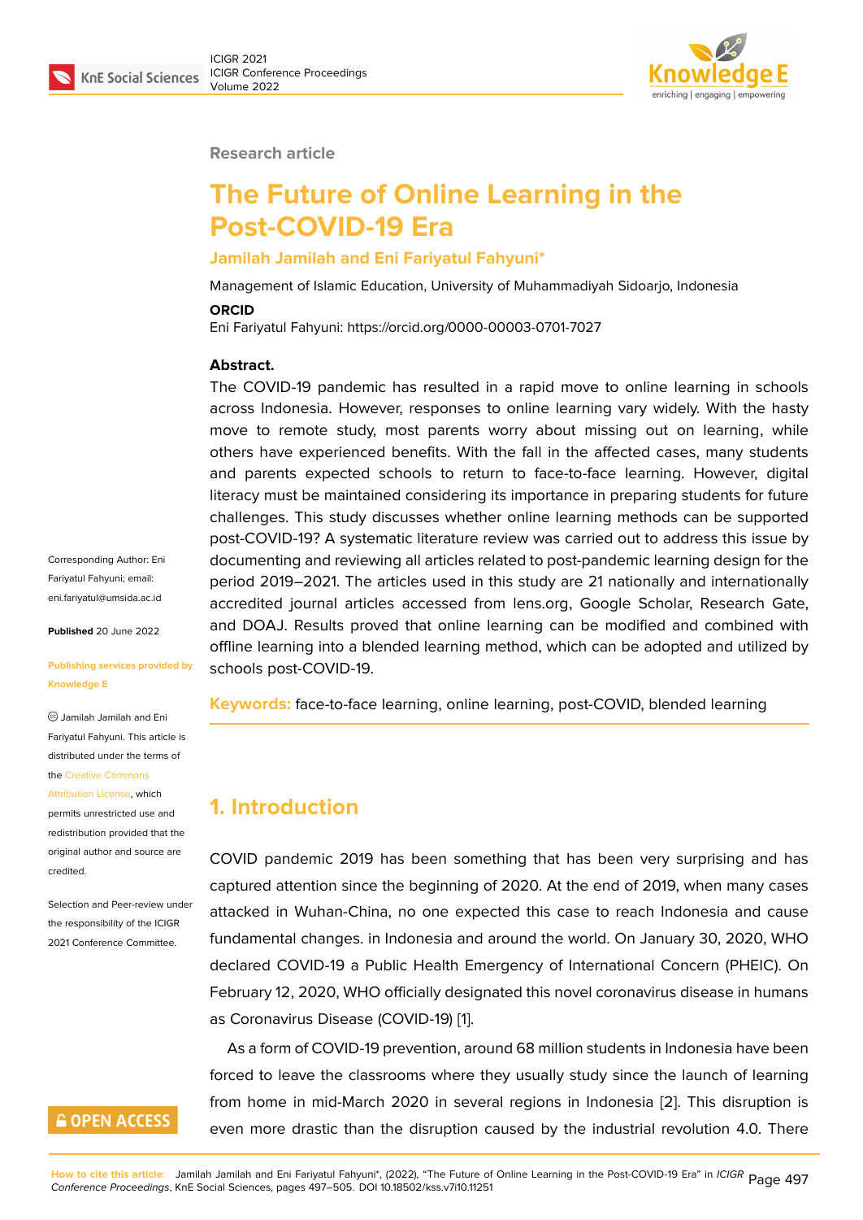Research article

# The Future of Online Learning in the Post-COVID-19 Era

**Jamilah Jamilah and Eni Fariyatul Fahyuni***

Management of Islamic Education, University of Muhammadiyah Sidoarjo, Indonesia

**ORCID**

Eni Fariyatul Fahyuni: https://orcid.org/0000-00003-0701-7027

Corresponding Author: Eni Fariyatul Fahyuni; email: eni.fariyatul@umsida.ac.id

**Published** 20 June 2022

**Publishing services provided by Knowledge E**

© Jamilah Jamilah and Eni Fariyatul Fahyuni. This article is distributed under the terms of the Creative Commons Attribution License, which permits unrestricted use and redistribution provided that the original author and source are credited.

Selection and Peer-review under the responsibility of the ICIGR 2021 Conference Committee.

**Abstract.**

The COVID-19 pandemic has resulted in a rapid move to online learning in schools across Indonesia. However, responses to online learning vary widely. With the hasty move to remote study, most parents worry about missing out on learning, while others have experienced benefits. With the fall in the affected cases, many students and parents expected schools to return to face-to-face learning. However, digital literacy must be maintained considering its importance in preparing students for future challenges. This study discusses whether online learning methods can be supported post-COVID-19? A systematic literature review was carried out to address this issue by documenting and reviewing all articles related to post-pandemic learning design for the period 2019–2021. The articles used in this study are 21 nationally and internationally accredited journal articles accessed from lens.org, Google Scholar, Research Gate, and DOAJ. Results proved that online learning can be modified and combined with offline learning into a blended learning method, which can be adopted and utilized by schools post-COVID-19.

**Keywords:** face-to-face learning, online learning, post-COVID, blended learning

## 1. Introduction

COVID pandemic 2019 has been something that has been very surprising and has captured attention since the beginning of 2020. At the end of 2019, when many cases attacked in Wuhan-China, no one expected this case to reach Indonesia and cause fundamental changes. in Indonesia and around the world. On January 30, 2020, WHO declared COVID-19 a Public Health Emergency of International Concern (PHEIC). On February 12, 2020, WHO officially designated this novel coronavirus disease in humans as Coronavirus Disease (COVID-19) [1].

As a form of COVID-19 prevention, around 68 million students in Indonesia have been forced to leave the classrooms where they usually study since the launch of learning from home in mid-March 2020 in several regions in Indonesia [2]. This disruption is even more drastic than the disruption caused by the industrial revolution 4.0. There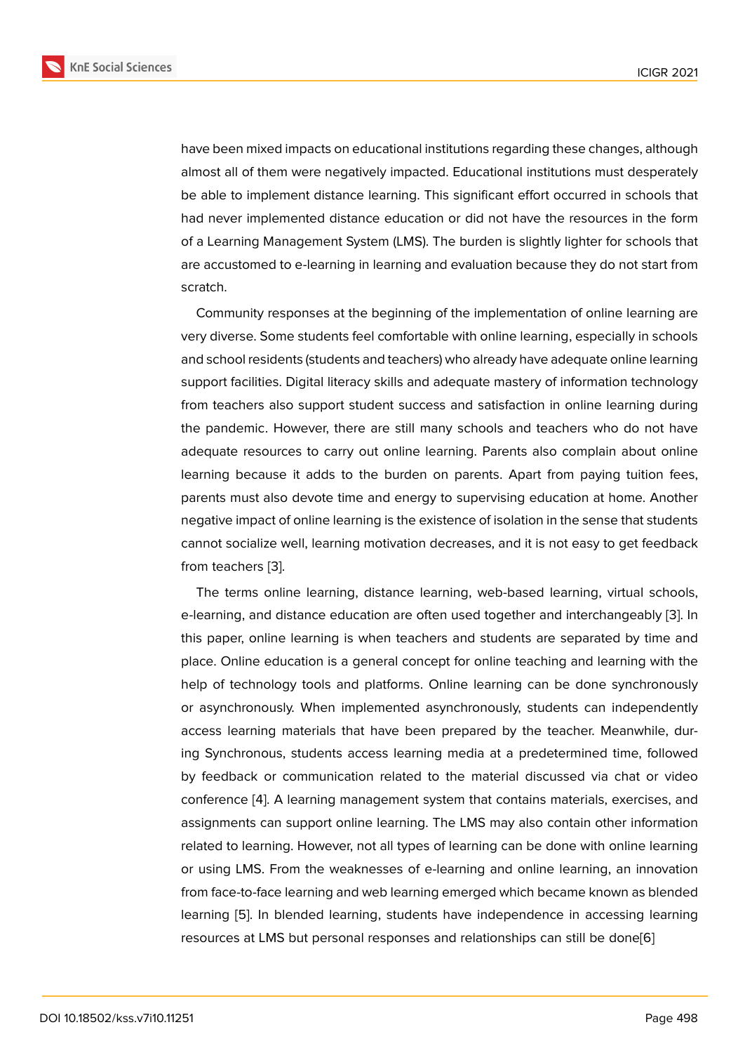have been mixed impacts on educational institutions regarding these changes, although almost all of them were negatively impacted. Educational institutions must desperately be able to implement distance learning. This significant effort occurred in schools that had never implemented distance education or did not have the resources in the form of a Learning Management System (LMS). The burden is slightly lighter for schools that are accustomed to e-learning in learning and evaluation because they do not start from scratch.

Community responses at the beginning of the implementation of online learning are very diverse. Some students feel comfortable with online learning, especially in schools and school residents (students and teachers) who already have adequate online learning support facilities. Digital literacy skills and adequate mastery of information technology from teachers also support student success and satisfaction in online learning during the pandemic. However, there are still many schools and teachers who do not have adequate resources to carry out online learning. Parents also complain about online learning because it adds to the burden on parents. Apart from paying tuition fees, parents must also devote time and energy to supervising education at home. Another negative impact of online learning is the existence of isolation in the sense that students cannot socialize well, learning motivation decreases, and it is not easy to get feedback from teachers [3].

The terms online learning, distance learning, web-based learning, virtual schools, e-learning, and distance education are often used together and interchangeably [3]. In this paper, online learning is when teachers and students are separated by time and place. Online education is a general concept for online teaching and learning with the help of technology tools and platforms. Online learning can be done synchronously or asynchronously. When implemented asynchronously, students can independently access learning materials that have been prepared by the teacher. Meanwhile, during Synchronous, students access learning media at a predetermined time, followed by feedback or communication related to the material discussed via chat or video conference [4]. A learning management system that contains materials, exercises, and assignments can support online learning. The LMS may also contain other information related to learning. However, not all types of learning can be done with online learning or using LMS. From the weaknesses of e-learning and online learning, an innovation from face-to-face learning and web learning emerged which became known as blended learning [5]. In blended learning, students have independence in accessing learning resources at LMS but personal responses and relationships can still be done[6]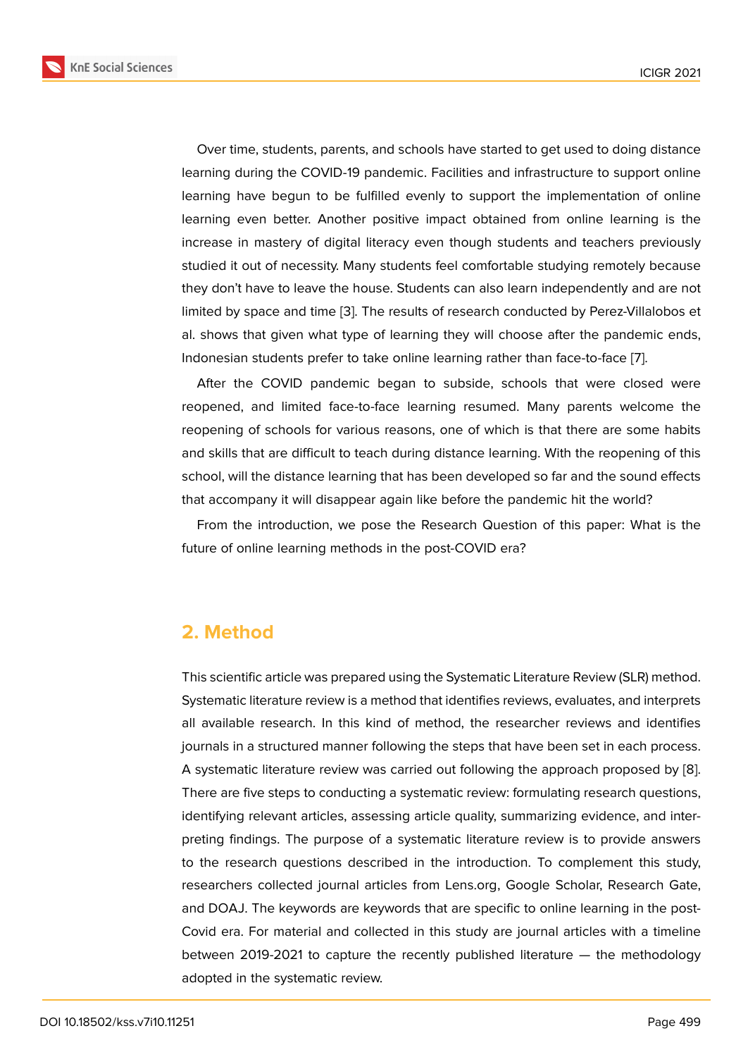Over time, students, parents, and schools have started to get used to doing distance learning during the COVID-19 pandemic. Facilities and infrastructure to support online learning have begun to be fulfilled evenly to support the implementation of online learning even better. Another positive impact obtained from online learning is the increase in mastery of digital literacy even though students and teachers previously studied it out of necessity. Many students feel comfortable studying remotely because they don't have to leave the house. Students can also learn independently and are not limited by space and time [3]. The results of research conducted by Perez-Villalobos et al. shows that given what type of learning they will choose after the pandemic ends, Indonesian students prefer to take online learning rather than face-to-face [7].

After the COVID pandemic began to subside, schools that were closed were reopened, and limited face-to-face learning resumed. Many parents welcome the reopening of schools for various reasons, one of which is that there are some habits and skills that are difficult to teach during distance learning. With the reopening of this school, will the distance learning that has been developed so far and the sound effects that accompany it will disappear again like before the pandemic hit the world?

From the introduction, we pose the Research Question of this paper: What is the future of online learning methods in the post-COVID era?

## 2. Method

This scientific article was prepared using the Systematic Literature Review (SLR) method. Systematic literature review is a method that identifies reviews, evaluates, and interprets all available research. In this kind of method, the researcher reviews and identifies journals in a structured manner following the steps that have been set in each process. A systematic literature review was carried out following the approach proposed by [8]. There are five steps to conducting a systematic review: formulating research questions, identifying relevant articles, assessing article quality, summarizing evidence, and interpreting findings. The purpose of a systematic literature review is to provide answers to the research questions described in the introduction. To complement this study, researchers collected journal articles from Lens.org, Google Scholar, Research Gate, and DOAJ. The keywords are keywords that are specific to online learning in the post-Covid era. For material and collected in this study are journal articles with a timeline between 2019-2021 to capture the recently published literature — the methodology adopted in the systematic review.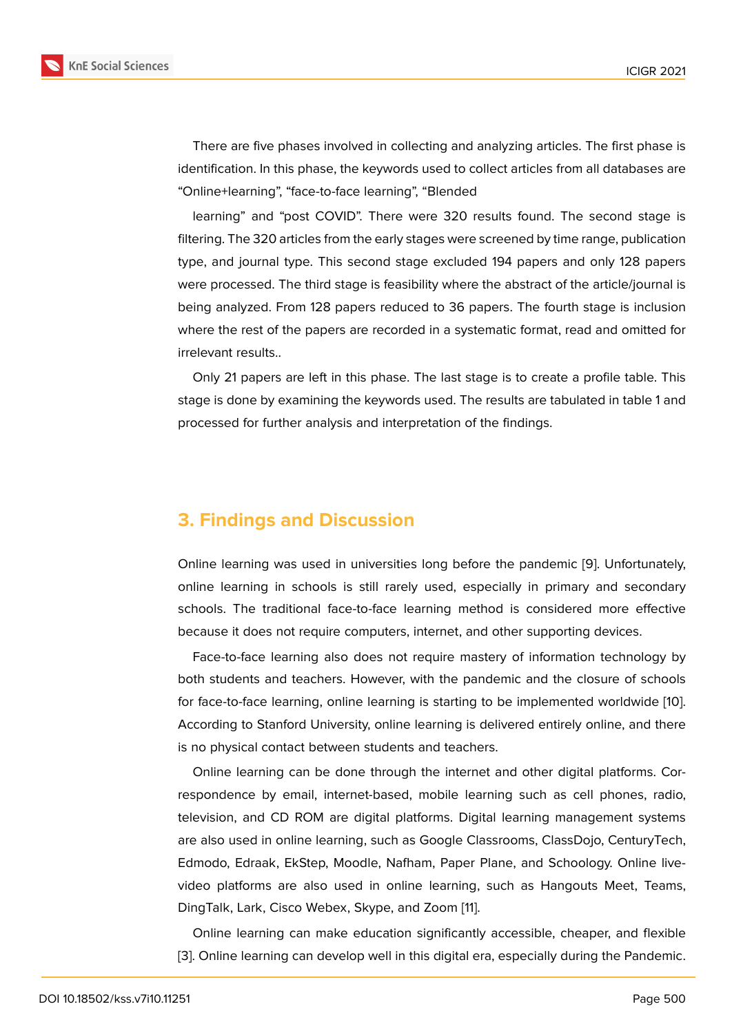There are five phases involved in collecting and analyzing articles. The first phase is identification. In this phase, the keywords used to collect articles from all databases are "Online+learning", "face-to-face learning", "Blended

learning" and "post COVID". There were 320 results found. The second stage is filtering. The 320 articles from the early stages were screened by time range, publication type, and journal type. This second stage excluded 194 papers and only 128 papers were processed. The third stage is feasibility where the abstract of the article/journal is being analyzed. From 128 papers reduced to 36 papers. The fourth stage is inclusion where the rest of the papers are recorded in a systematic format, read and omitted for irrelevant results..

Only 21 papers are left in this phase. The last stage is to create a profile table. This stage is done by examining the keywords used. The results are tabulated in table 1 and processed for further analysis and interpretation of the findings.

## 3. Findings and Discussion

Online learning was used in universities long before the pandemic [9]. Unfortunately, online learning in schools is still rarely used, especially in primary and secondary schools. The traditional face-to-face learning method is considered more effective because it does not require computers, internet, and other supporting devices.

Face-to-face learning also does not require mastery of information technology by both students and teachers. However, with the pandemic and the closure of schools for face-to-face learning, online learning is starting to be implemented worldwide [10]. According to Stanford University, online learning is delivered entirely online, and there is no physical contact between students and teachers.

Online learning can be done through the internet and other digital platforms. Correspondence by email, internet-based, mobile learning such as cell phones, radio, television, and CD ROM are digital platforms. Digital learning management systems are also used in online learning, such as Google Classrooms, ClassDojo, CenturyTech, Edmodo, Edraak, EkStep, Moodle, Nafham, Paper Plane, and Schoology. Online live-video platforms are also used in online learning, such as Hangouts Meet, Teams, DingTalk, Lark, Cisco Webex, Skype, and Zoom [11].

Online learning can make education significantly accessible, cheaper, and flexible [3]. Online learning can develop well in this digital era, especially during the Pandemic.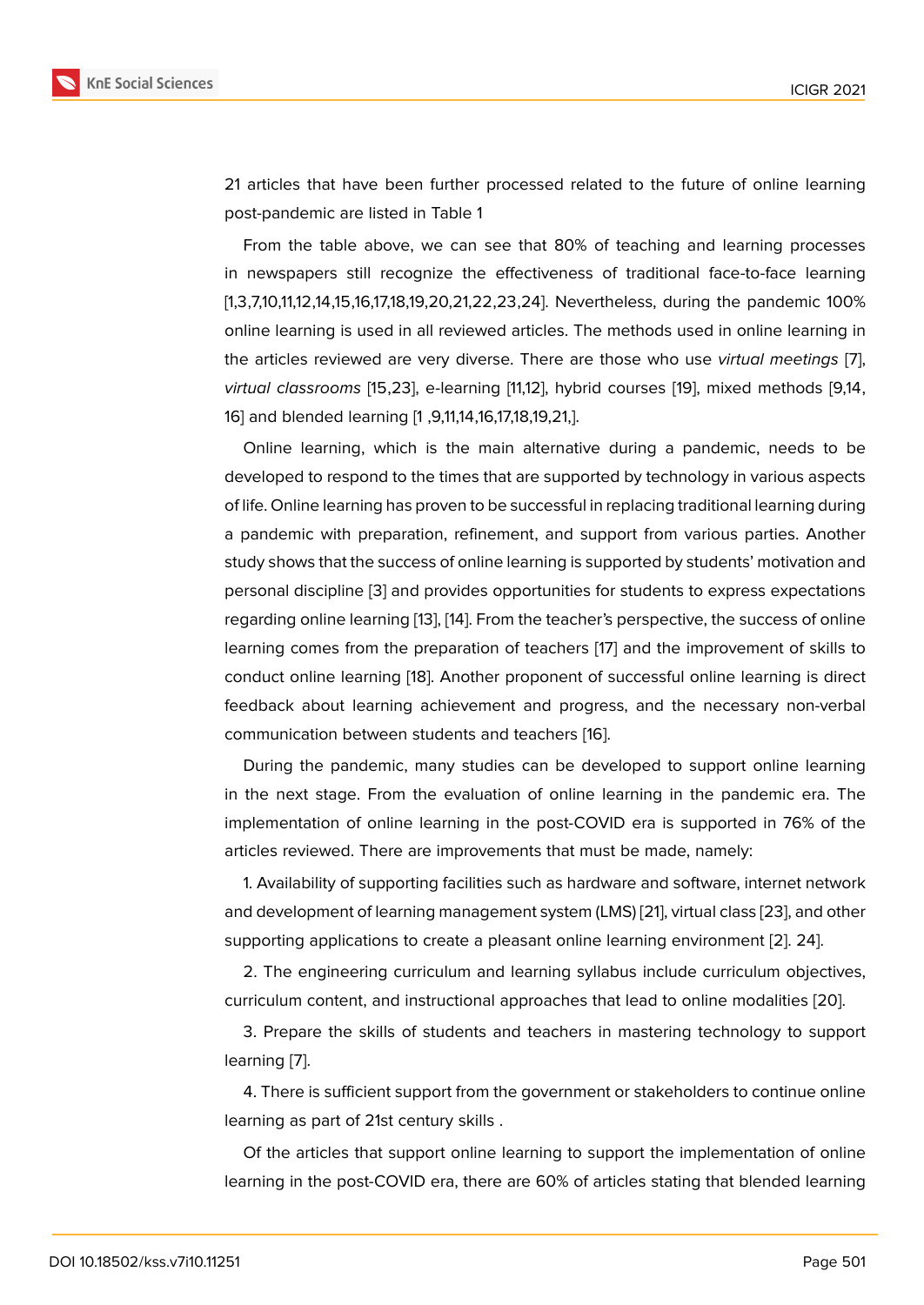21 articles that have been further processed related to the future of online learning post-pandemic are listed in Table 1

From the table above, we can see that 80% of teaching and learning processes in newspapers still recognize the effectiveness of traditional face-to-face learning [1,3,7,10,11,12,14,15,16,17,18,19,20,21,22,23,24]. Nevertheless, during the pandemic 100% online learning is used in all reviewed articles. The methods used in online learning in the articles reviewed are very diverse. There are those who use *virtual meetings* [7], *virtual classrooms* [15,23], e-learning [11,12], hybrid courses [19], mixed methods [9,14, 16] and blended learning [1 ,9,11,14,16,17,18,19,21,].

Online learning, which is the main alternative during a pandemic, needs to be developed to respond to the times that are supported by technology in various aspects of life. Online learning has proven to be successful in replacing traditional learning during a pandemic with preparation, refinement, and support from various parties. Another study shows that the success of online learning is supported by students' motivation and personal discipline [3] and provides opportunities for students to express expectations regarding online learning [13], [14]. From the teacher's perspective, the success of online learning comes from the preparation of teachers [17] and the improvement of skills to conduct online learning [18]. Another proponent of successful online learning is direct feedback about learning achievement and progress, and the necessary non-verbal communication between students and teachers [16].

During the pandemic, many studies can be developed to support online learning in the next stage. From the evaluation of online learning in the pandemic era. The implementation of online learning in the post-COVID era is supported in 76% of the articles reviewed. There are improvements that must be made, namely:

1. Availability of supporting facilities such as hardware and software, internet network and development of learning management system (LMS) [21], virtual class [23], and other supporting applications to create a pleasant online learning environment [2]. 24].

2. The engineering curriculum and learning syllabus include curriculum objectives, curriculum content, and instructional approaches that lead to online modalities [20].

3. Prepare the skills of students and teachers in mastering technology to support learning [7].

4. There is sufficient support from the government or stakeholders to continue online learning as part of 21st century skills .

Of the articles that support online learning to support the implementation of online learning in the post-COVID era, there are 60% of articles stating that blended learning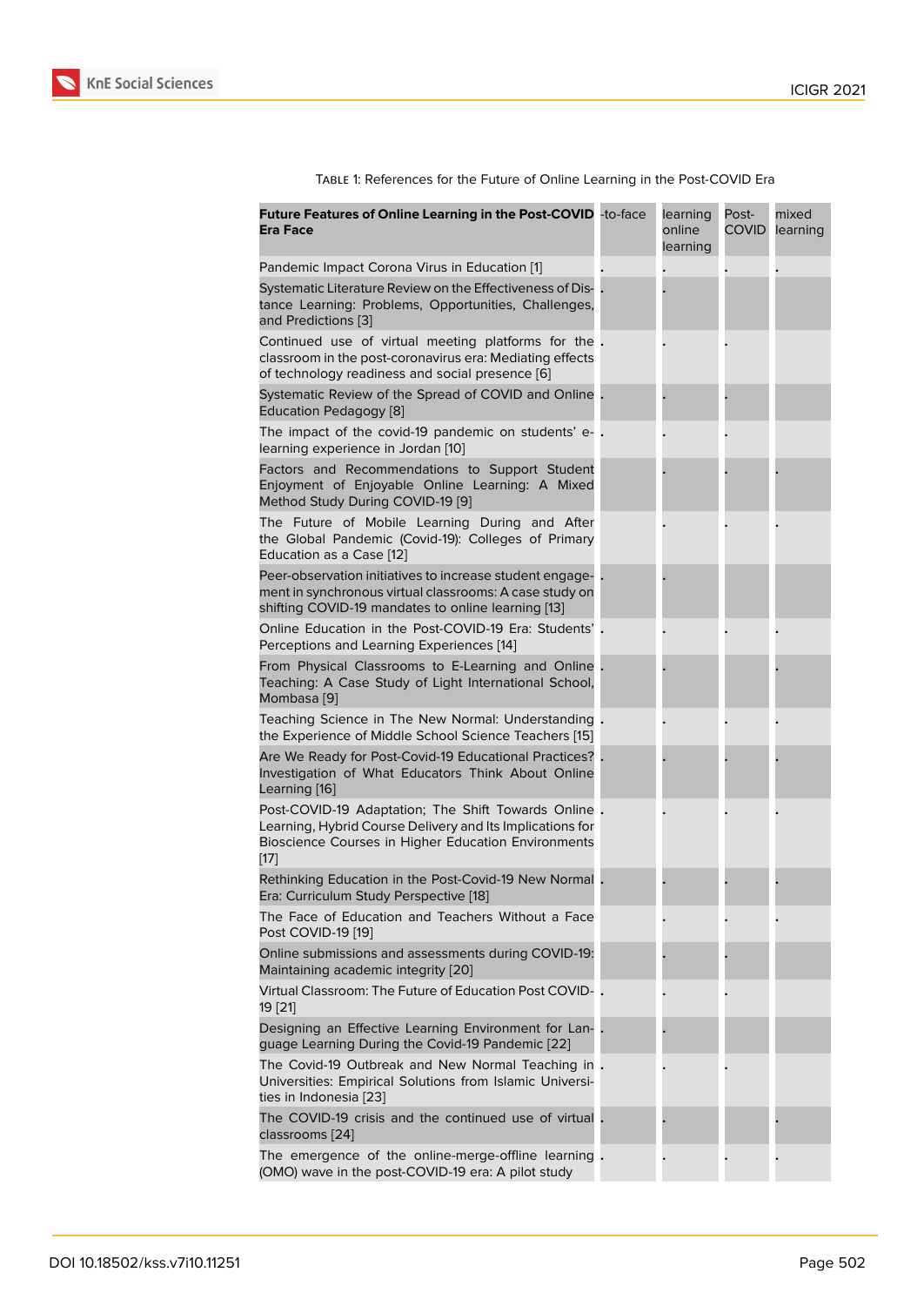Table 1: References for the Future of Online Learning in the Post-COVID Era

| **Future Features of Online Learning in the Post-COVID Era Face** | -to-face | learning online learning | Post-COVID | mixed learning |
|---|---|---|---|---|
| Pandemic Impact Corona Virus in Education [1] | . | . | . | . |
| Systematic Literature Review on the Effectiveness of Distance Learning: Problems, Opportunities, Challenges, and Predictions [3] | . | . | | |
| Continued use of virtual meeting platforms for the classroom in the post-coronavirus era: Mediating effects of technology readiness and social presence [6] | . | . | . | |
| Systematic Review of the Spread of COVID and Online Education Pedagogy [8] | . | . | . | |
| The impact of the covid-19 pandemic on students' e-learning experience in Jordan [10] | . | . | . | |
| Factors and Recommendations to Support Student Enjoyment of Enjoyable Online Learning: A Mixed Method Study During COVID-19 [9] | | . | . | . |
| The Future of Mobile Learning During and After the Global Pandemic (Covid-19): Colleges of Primary Education as a Case [12] | | . | . | . |
| Peer-observation initiatives to increase student engagement in synchronous virtual classrooms: A case study on shifting COVID-19 mandates to online learning [13] | . | . | | |
| Online Education in the Post-COVID-19 Era: Students' Perceptions and Learning Experiences [14] | . | . | . | . |
| From Physical Classrooms to E-Learning and Online Teaching: A Case Study of Light International School, Mombasa [9] | . | . | | . |
| Teaching Science in The New Normal: Understanding the Experience of Middle School Science Teachers [15] | . | . | . | . |
| Are We Ready for Post-Covid-19 Educational Practices? Investigation of What Educators Think About Online Learning [16] | . | . | . | . |
| Post-COVID-19 Adaptation; The Shift Towards Online Learning, Hybrid Course Delivery and Its Implications for Bioscience Courses in Higher Education Environments [17] | . | . | . | . |
| Rethinking Education in the Post-Covid-19 New Normal Era: Curriculum Study Perspective [18] | . | . | . | . |
| The Face of Education and Teachers Without a Face Post COVID-19 [19] | | . | . | . |
| Online submissions and assessments during COVID-19: Maintaining academic integrity [20] | | . | . | |
| Virtual Classroom: The Future of Education Post COVID-19 [21] | . | . | . | |
| Designing an Effective Learning Environment for Language Learning During the Covid-19 Pandemic [22] | . | . | | |
| The Covid-19 Outbreak and New Normal Teaching in Universities: Empirical Solutions from Islamic Universities in Indonesia [23] | . | . | . | |
| The COVID-19 crisis and the continued use of virtual classrooms [24] | . | . | | . |
| The emergence of the online-merge-offline learning (OMO) wave in the post-COVID-19 era: A pilot study | . | . | . | . |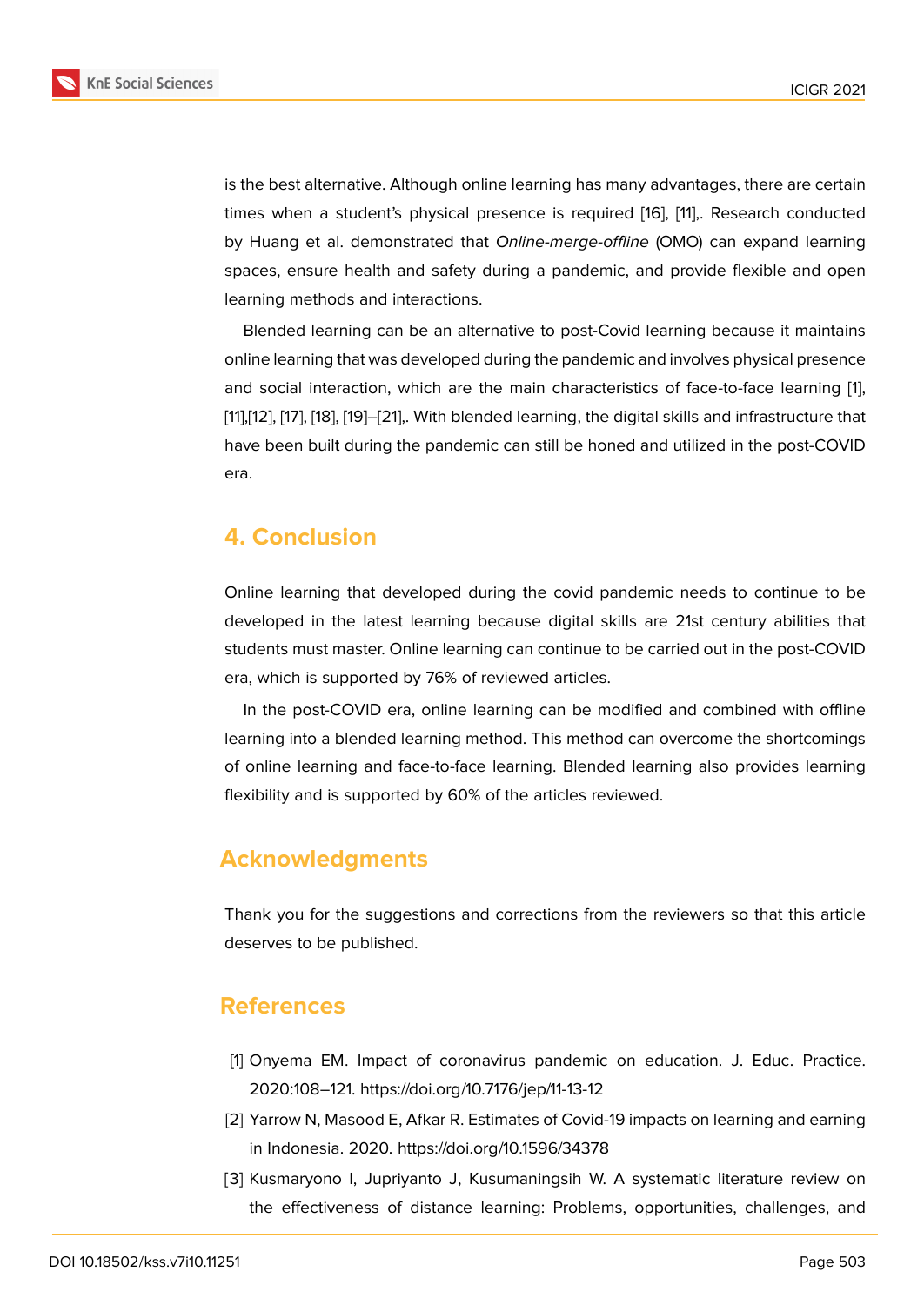is the best alternative. Although online learning has many advantages, there are certain times when a student's physical presence is required [16], [11],. Research conducted by Huang et al. demonstrated that *Online-merge-offline* (OMO) can expand learning spaces, ensure health and safety during a pandemic, and provide flexible and open learning methods and interactions.

Blended learning can be an alternative to post-Covid learning because it maintains online learning that was developed during the pandemic and involves physical presence and social interaction, which are the main characteristics of face-to-face learning [1], [11],[12], [17], [18], [19]–[21],. With blended learning, the digital skills and infrastructure that have been built during the pandemic can still be honed and utilized in the post-COVID era.

## 4. Conclusion

Online learning that developed during the covid pandemic needs to continue to be developed in the latest learning because digital skills are 21st century abilities that students must master. Online learning can continue to be carried out in the post-COVID era, which is supported by 76% of reviewed articles.

In the post-COVID era, online learning can be modified and combined with offline learning into a blended learning method. This method can overcome the shortcomings of online learning and face-to-face learning. Blended learning also provides learning flexibility and is supported by 60% of the articles reviewed.

## Acknowledgments

Thank you for the suggestions and corrections from the reviewers so that this article deserves to be published.

## References

[1] Onyema EM. Impact of coronavirus pandemic on education. J. Educ. Practice. 2020:108–121. https://doi.org/10.7176/jep/11-13-12

[2] Yarrow N, Masood E, Afkar R. Estimates of Covid-19 impacts on learning and earning in Indonesia. 2020. https://doi.org/10.1596/34378

[3] Kusmaryono I, Jupriyanto J, Kusumaningsih W. A systematic literature review on the effectiveness of distance learning: Problems, opportunities, challenges, and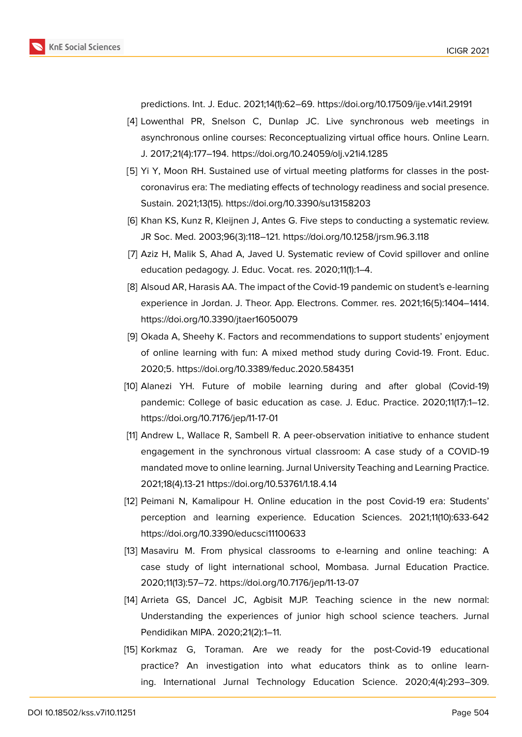predictions. Int. J. Educ. 2021;14(1):62–69. https://doi.org/10.17509/ije.v14i1.29191

[4] Lowenthal PR, Snelson C, Dunlap JC. Live synchronous web meetings in asynchronous online courses: Reconceptualizing virtual office hours. Online Learn. J. 2017;21(4):177–194. https://doi.org/10.24059/olj.v21i4.1285

[5] Yi Y, Moon RH. Sustained use of virtual meeting platforms for classes in the post-coronavirus era: The mediating effects of technology readiness and social presence. Sustain. 2021;13(15). https://doi.org/10.3390/su13158203

[6] Khan KS, Kunz R, Kleijnen J, Antes G. Five steps to conducting a systematic review. JR Soc. Med. 2003;96(3):118–121. https://doi.org/10.1258/jrsm.96.3.118

[7] Aziz H, Malik S, Ahad A, Javed U. Systematic review of Covid spillover and online education pedagogy. J. Educ. Vocat. res. 2020;11(1):1–4.

[8] Alsoud AR, Harasis AA. The impact of the Covid-19 pandemic on student's e-learning experience in Jordan. J. Theor. App. Electrons. Commer. res. 2021;16(5):1404–1414. https://doi.org/10.3390/jtaer16050079

[9] Okada A, Sheehy K. Factors and recommendations to support students' enjoyment of online learning with fun: A mixed method study during Covid-19. Front. Educ. 2020;5. https://doi.org/10.3389/feduc.2020.584351

[10] Alanezi YH. Future of mobile learning during and after global (Covid-19) pandemic: College of basic education as case. J. Educ. Practice. 2020;11(17):1–12. https://doi.org/10.7176/jep/11-17-01

[11] Andrew L, Wallace R, Sambell R. A peer-observation initiative to enhance student engagement in the synchronous virtual classroom: A case study of a COVID-19 mandated move to online learning. Jurnal University Teaching and Learning Practice. 2021;18(4).13-21 https://doi.org/10.53761/1.18.4.14

[12] Peimani N, Kamalipour H. Online education in the post Covid-19 era: Students' perception and learning experience. Education Sciences. 2021;11(10):633-642 https://doi.org/10.3390/educsci11100633

[13] Masaviru M. From physical classrooms to e-learning and online teaching: A case study of light international school, Mombasa. Jurnal Education Practice. 2020;11(13):57–72. https://doi.org/10.7176/jep/11-13-07

[14] Arrieta GS, Dancel JC, Agbisit MJP. Teaching science in the new normal: Understanding the experiences of junior high school science teachers. Jurnal Pendidikan MIPA. 2020;21(2):1–11.

[15] Korkmaz G, Toraman. Are we ready for the post-Covid-19 educational practice? An investigation into what educators think as to online learning. International Jurnal Technology Education Science. 2020;4(4):293–309.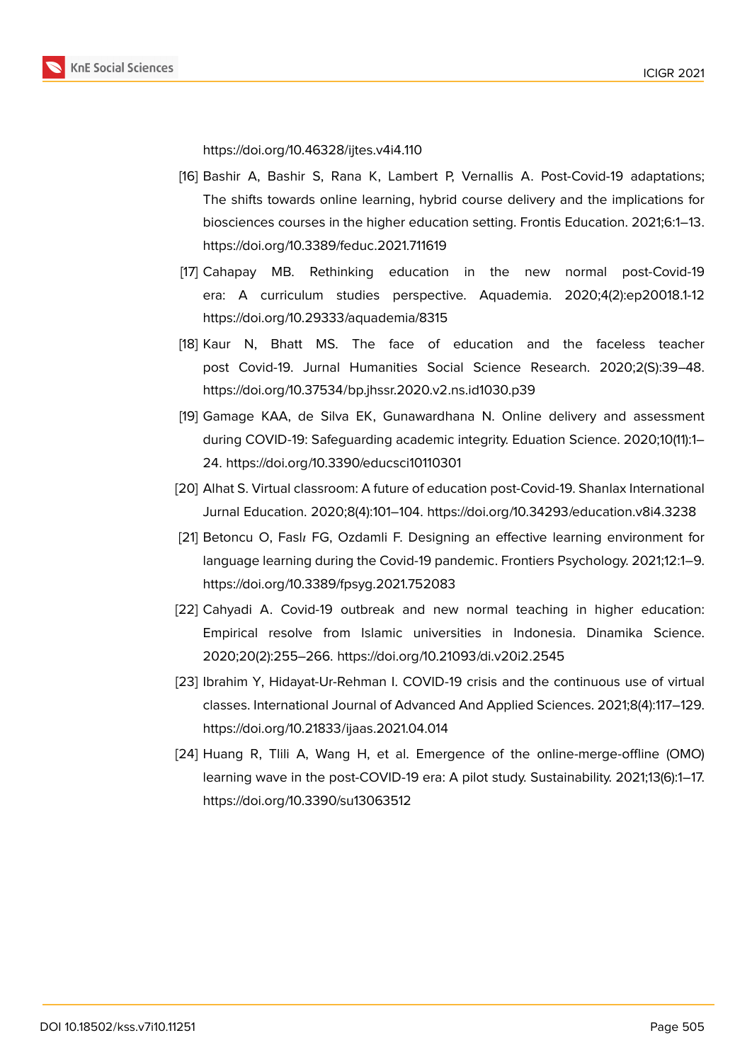https://doi.org/10.46328/ijtes.v4i4.110

[16] Bashir A, Bashir S, Rana K, Lambert P, Vernallis A. Post-Covid-19 adaptations; The shifts towards online learning, hybrid course delivery and the implications for biosciences courses in the higher education setting. Frontis Education. 2021;6:1–13. https://doi.org/10.3389/feduc.2021.711619

[17] Cahapay MB. Rethinking education in the new normal post-Covid-19 era: A curriculum studies perspective. Aquademia. 2020;4(2):ep20018.1-12 https://doi.org/10.29333/aquademia/8315

[18] Kaur N, Bhatt MS. The face of education and the faceless teacher post Covid-19. Jurnal Humanities Social Science Research. 2020;2(S):39–48. https://doi.org/10.37534/bp.jhssr.2020.v2.ns.id1030.p39

[19] Gamage KAA, de Silva EK, Gunawardhana N. Online delivery and assessment during COVID-19: Safeguarding academic integrity. Eduation Science. 2020;10(11):1–24. https://doi.org/10.3390/educsci10110301

[20] Alhat S. Virtual classroom: A future of education post-Covid-19. Shanlax International Jurnal Education. 2020;8(4):101–104. https://doi.org/10.34293/education.v8i4.3238

[21] Betoncu O, Faslı FG, Ozdamli F. Designing an effective learning environment for language learning during the Covid-19 pandemic. Frontiers Psychology. 2021;12:1–9. https://doi.org/10.3389/fpsyg.2021.752083

[22] Cahyadi A. Covid-19 outbreak and new normal teaching in higher education: Empirical resolve from Islamic universities in Indonesia. Dinamika Science. 2020;20(2):255–266. https://doi.org/10.21093/di.v20i2.2545

[23] Ibrahim Y, Hidayat-Ur-Rehman I. COVID-19 crisis and the continuous use of virtual classes. International Journal of Advanced And Applied Sciences. 2021;8(4):117–129. https://doi.org/10.21833/ijaas.2021.04.014

[24] Huang R, Tlili A, Wang H, et al. Emergence of the online-merge-offline (OMO) learning wave in the post-COVID-19 era: A pilot study. Sustainability. 2021;13(6):1–17. https://doi.org/10.3390/su13063512